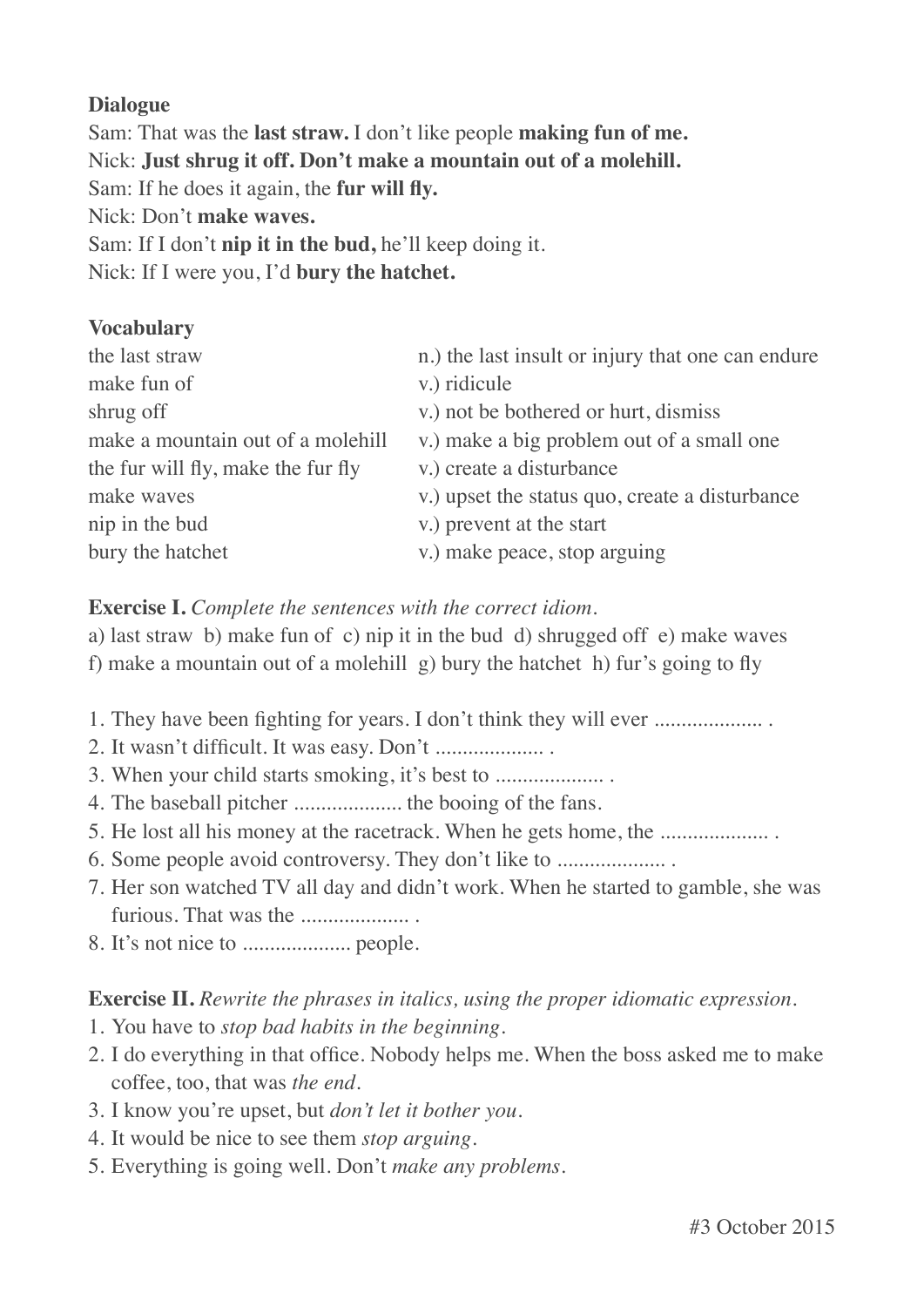**Dialogue**

Sam: That was the **last straw.** I don't like people **making fun of me.**
Nick: **Just shrug it off. Don't make a mountain out of a molehill.**
Sam: If he does it again, the **fur will fly.**
Nick: Don't **make waves.**
Sam: If I don't **nip it in the bud,** he'll keep doing it.
Nick: If I were you, I'd **bury the hatchet.**

**Vocabulary**

| | |
|---|---|
| the last straw | n.) the last insult or injury that one can endure |
| make fun of | v.) ridicule |
| shrug off | v.) not be bothered or hurt, dismiss |
| make a mountain out of a molehill | v.) make a big problem out of a small one |
| the fur will fly, make the fur fly | v.) create a disturbance |
| make waves | v.) upset the status quo, create a disturbance |
| nip in the bud | v.) prevent at the start |
| bury the hatchet | v.) make peace, stop arguing |

**Exercise I.** *Complete the sentences with the correct idiom.*

a) last straw b) make fun of c) nip it in the bud d) shrugged off e) make waves
f) make a mountain out of a molehill g) bury the hatchet h) fur's going to fly

1. They have been fighting for years. I don't think they will ever .................... .
2. It wasn't difficult. It was easy. Don't .................... .
3. When your child starts smoking, it's best to .................... .
4. The baseball pitcher .................... the booing of the fans.
5. He lost all his money at the racetrack. When he gets home, the .................... .
6. Some people avoid controversy. They don't like to .................... .
7. Her son watched TV all day and didn't work. When he started to gamble, she was furious. That was the .................... .
8. It's not nice to .................... people.

**Exercise II.** *Rewrite the phrases in italics, using the proper idiomatic expression.*

1. You have to *stop bad habits in the beginning.*
2. I do everything in that office. Nobody helps me. When the boss asked me to make coffee, too, that was *the end.*
3. I know you're upset, but *don't let it bother you.*
4. It would be nice to see them *stop arguing.*
5. Everything is going well. Don't *make any problems.*

#3 October 2015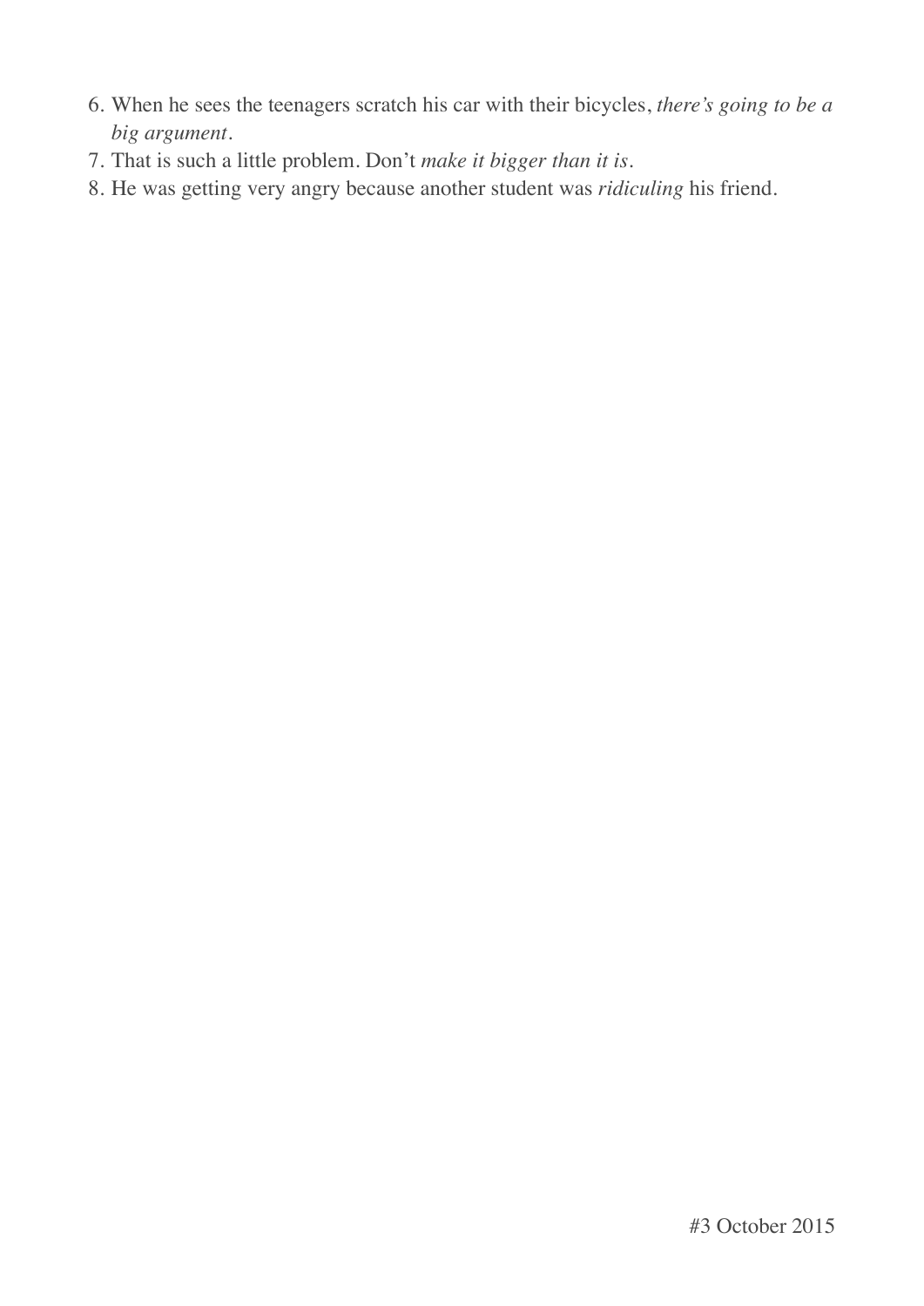6. When he sees the teenagers scratch his car with their bicycles, *there's going to be a big argument*.
7. That is such a little problem. Don't *make it bigger than it is*.
8. He was getting very angry because another student was *ridiculing* his friend.

#3 October 2015